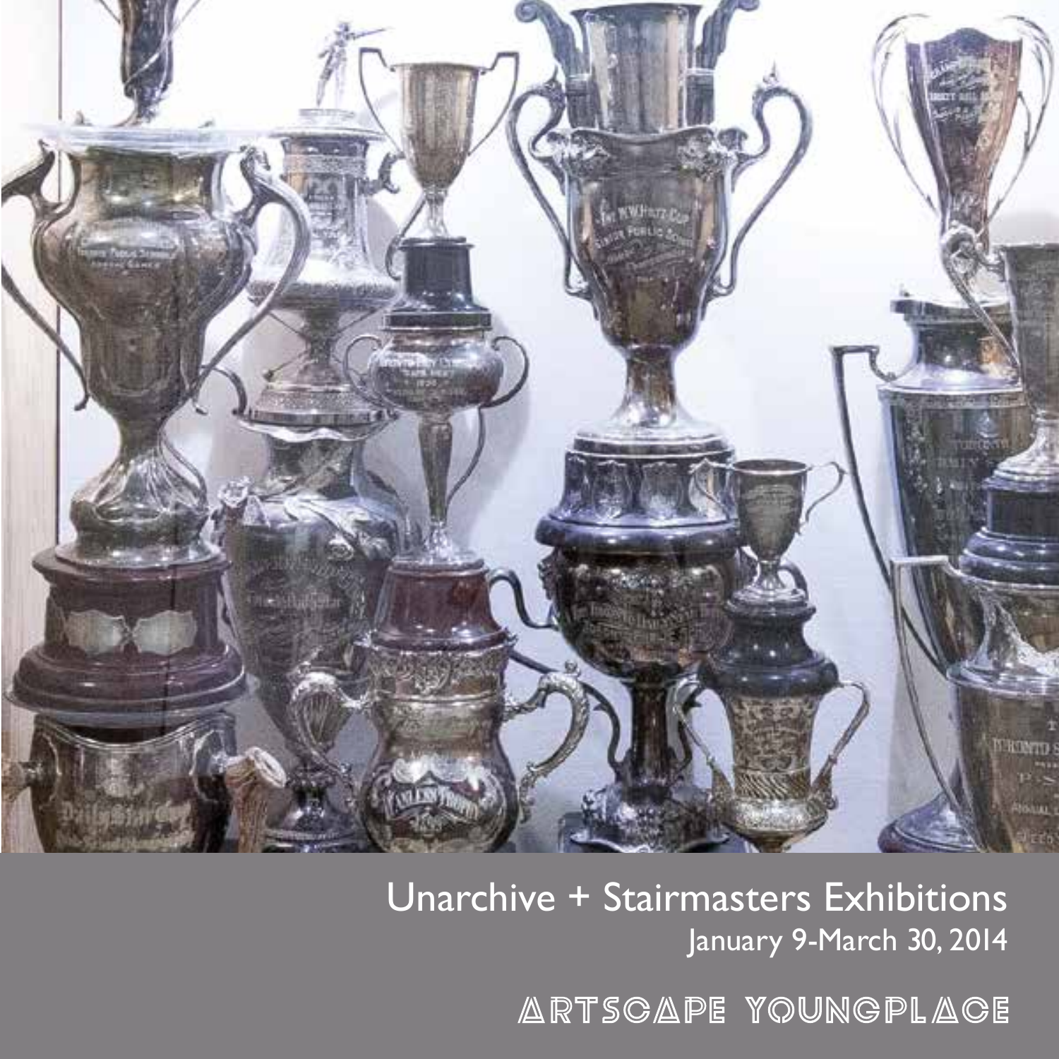# Unarchive + Stairmasters Exhibitions

January 9-March 30, 2014

ARTSCAPE YOUNGPLACE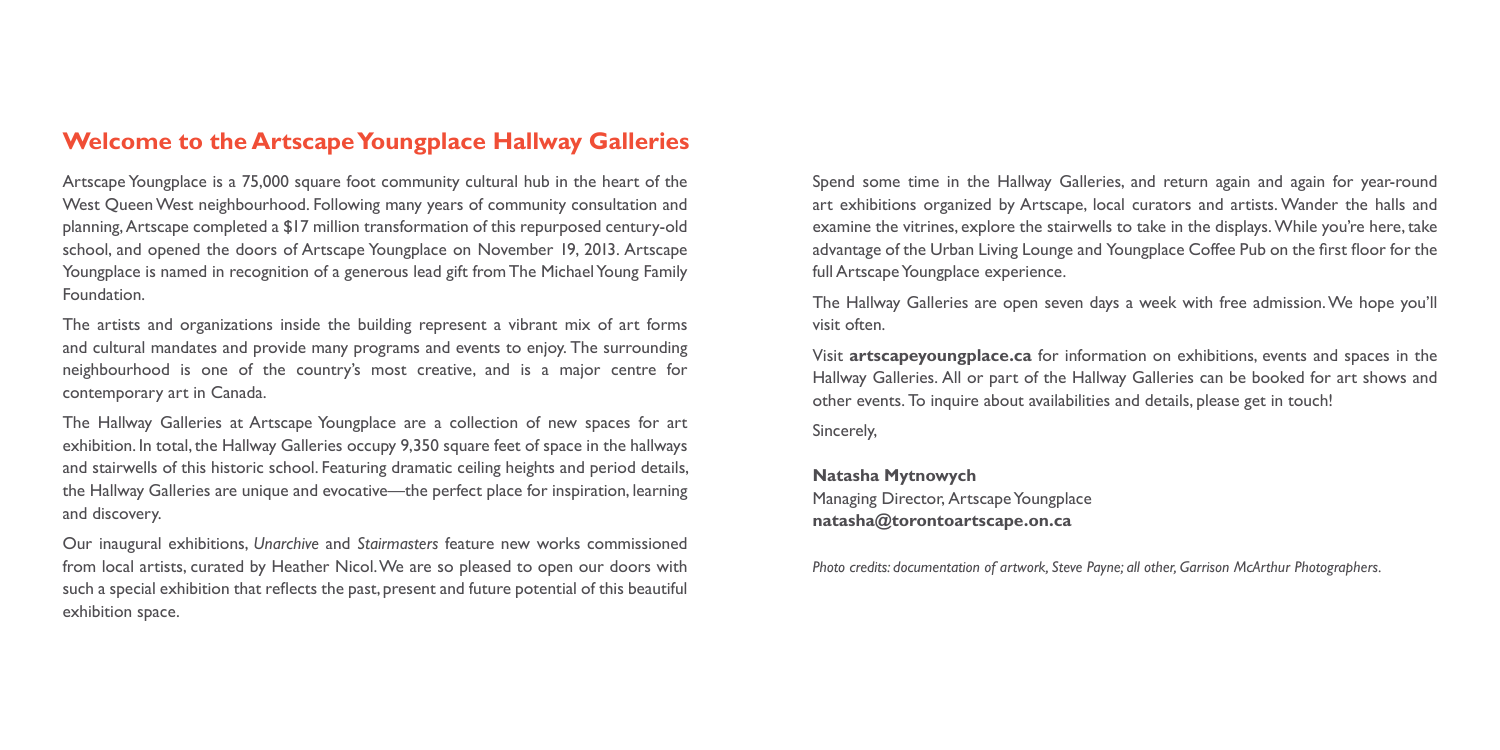## Welcome to the Artscape Youngplace Hallway Galleries

Artscape Youngplace is a 75,000 square foot community cultural hub in the heart of the West Queen West neighbourhood. Following many years of community consultation and planning, Artscape completed a $17 million transformation of this repurposed century-old school, and opened the doors of Artscape Youngplace on November 19, 2013. Artscape Youngplace is named in recognition of a generous lead gift from The Michael Young Family Foundation.

The artists and organizations inside the building represent a vibrant mix of art forms and cultural mandates and provide many programs and events to enjoy. The surrounding neighbourhood is one of the country's most creative, and is a major centre for contemporary art in Canada.

The Hallway Galleries at Artscape Youngplace are a collection of new spaces for art exhibition. In total, the Hallway Galleries occupy 9,350 square feet of space in the hallways and stairwells of this historic school. Featuring dramatic ceiling heights and period details, the Hallway Galleries are unique and evocative—the perfect place for inspiration, learning and discovery.

Our inaugural exhibitions, *Unarchive* and *Stairmasters* feature new works commissioned from local artists, curated by Heather Nicol. We are so pleased to open our doors with such a special exhibition that reflects the past, present and future potential of this beautiful exhibition space.

Spend some time in the Hallway Galleries, and return again and again for year-round art exhibitions organized by Artscape, local curators and artists. Wander the halls and examine the vitrines, explore the stairwells to take in the displays. While you're here, take advantage of the Urban Living Lounge and Youngplace Coffee Pub on the first floor for the full Artscape Youngplace experience.

The Hallway Galleries are open seven days a week with free admission. We hope you'll visit often.

Visit **artscapeyoungplace.ca** for information on exhibitions, events and spaces in the Hallway Galleries. All or part of the Hallway Galleries can be booked for art shows and other events. To inquire about availabilities and details, please get in touch!

Sincerely,

**Natasha Mytnowych**
Managing Director, Artscape Youngplace
**natasha@torontoartscape.on.ca**

*Photo credits: documentation of artwork, Steve Payne; all other, Garrison McArthur Photographers.*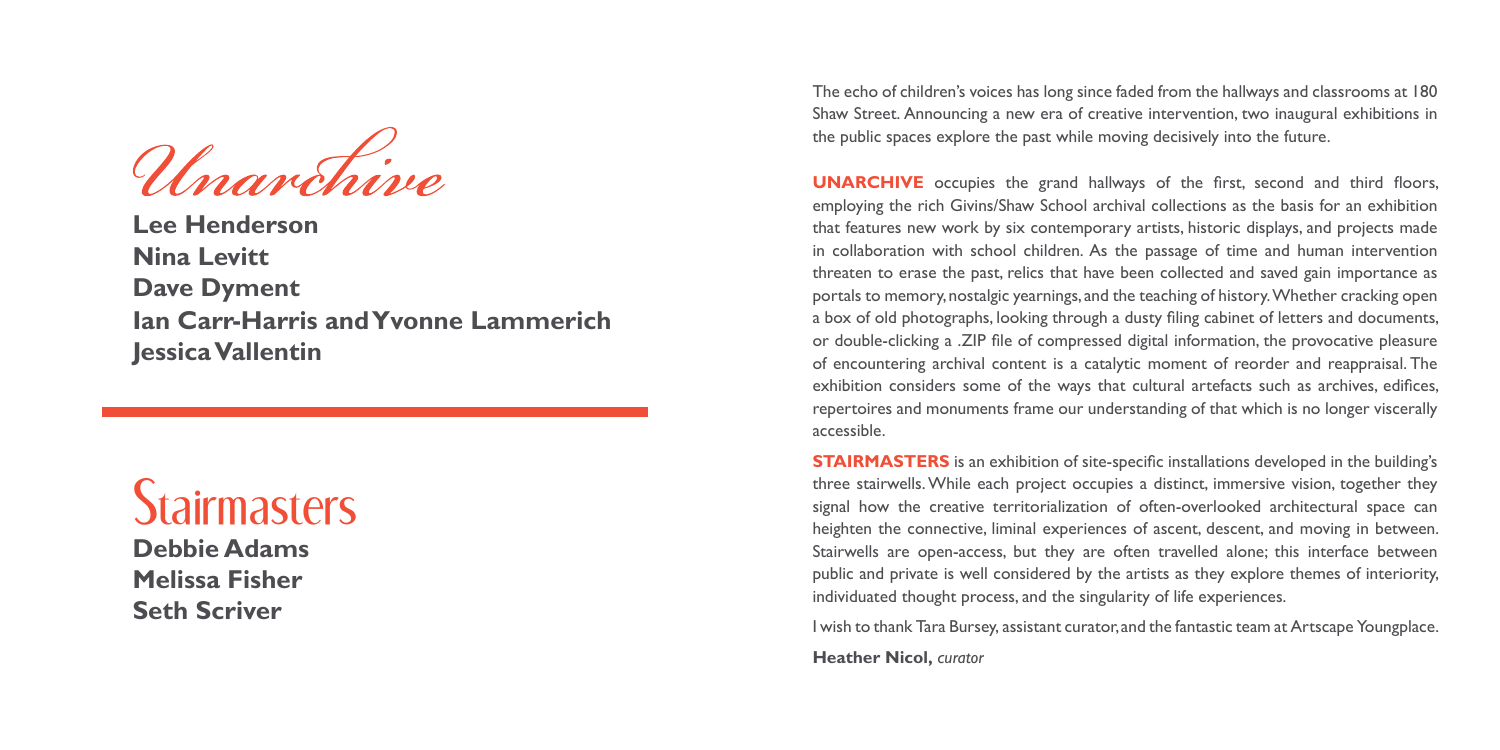# Unarchive

**Lee Henderson**
**Nina Levitt**
**Dave Dyment**
**Ian Carr-Harris and Yvonne Lammerich**
**Jessica Vallentin**

# Stairmasters

**Debbie Adams**
**Melissa Fisher**
**Seth Scriver**

The echo of children's voices has long since faded from the hallways and classrooms at 180 Shaw Street. Announcing a new era of creative intervention, two inaugural exhibitions in the public spaces explore the past while moving decisively into the future.

**UNARCHIVE** occupies the grand hallways of the first, second and third floors, employing the rich Givins/Shaw School archival collections as the basis for an exhibition that features new work by six contemporary artists, historic displays, and projects made in collaboration with school children. As the passage of time and human intervention threaten to erase the past, relics that have been collected and saved gain importance as portals to memory, nostalgic yearnings, and the teaching of history. Whether cracking open a box of old photographs, looking through a dusty filing cabinet of letters and documents, or double-clicking a .ZIP file of compressed digital information, the provocative pleasure of encountering archival content is a catalytic moment of reorder and reappraisal. The exhibition considers some of the ways that cultural artefacts such as archives, edifices, repertoires and monuments frame our understanding of that which is no longer viscerally accessible.

**STAIRMASTERS** is an exhibition of site-specific installations developed in the building's three stairwells. While each project occupies a distinct, immersive vision, together they signal how the creative territorialization of often-overlooked architectural space can heighten the connective, liminal experiences of ascent, descent, and moving in between. Stairwells are open-access, but they are often travelled alone; this interface between public and private is well considered by the artists as they explore themes of interiority, individuated thought process, and the singularity of life experiences.

I wish to thank Tara Bursey, assistant curator, and the fantastic team at Artscape Youngplace.

**Heather Nicol,** *curator*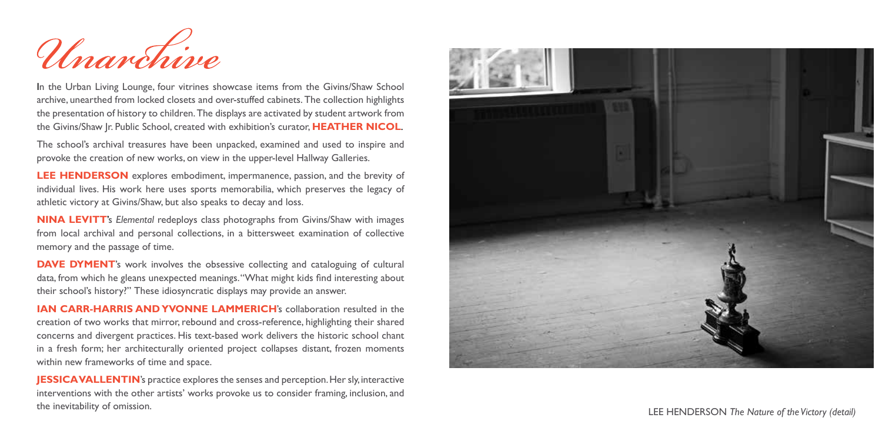# *Unarchive*

In the Urban Living Lounge, four vitrines showcase items from the Givins/Shaw School archive, unearthed from locked closets and over-stuffed cabinets. The collection highlights the presentation of history to children. The displays are activated by student artwork from the Givins/Shaw Jr. Public School, created with exhibition's curator, **HEATHER NICOL**.

The school's archival treasures have been unpacked, examined and used to inspire and provoke the creation of new works, on view in the upper-level Hallway Galleries.

**LEE HENDERSON** explores embodiment, impermanence, passion, and the brevity of individual lives. His work here uses sports memorabilia, which preserves the legacy of athletic victory at Givins/Shaw, but also speaks to decay and loss.

**NINA LEVITT**'s *Elemental* redeploys class photographs from Givins/Shaw with images from local archival and personal collections, in a bittersweet examination of collective memory and the passage of time.

**DAVE DYMENT**'s work involves the obsessive collecting and cataloguing of cultural data, from which he gleans unexpected meanings. "What might kids find interesting about their school's history?" These idiosyncratic displays may provide an answer.

**IAN CARR-HARRIS AND YVONNE LAMMERICH**'s collaboration resulted in the creation of two works that mirror, rebound and cross-reference, highlighting their shared concerns and divergent practices. His text-based work delivers the historic school chant in a fresh form; her architecturally oriented project collapses distant, frozen moments within new frameworks of time and space.

**JESSICA VALLENTIN**'s practice explores the senses and perception. Her sly, interactive interventions with the other artists' works provoke us to consider framing, inclusion, and the inevitability of omission.

LEE HENDERSON *The Nature of the Victory (detail)*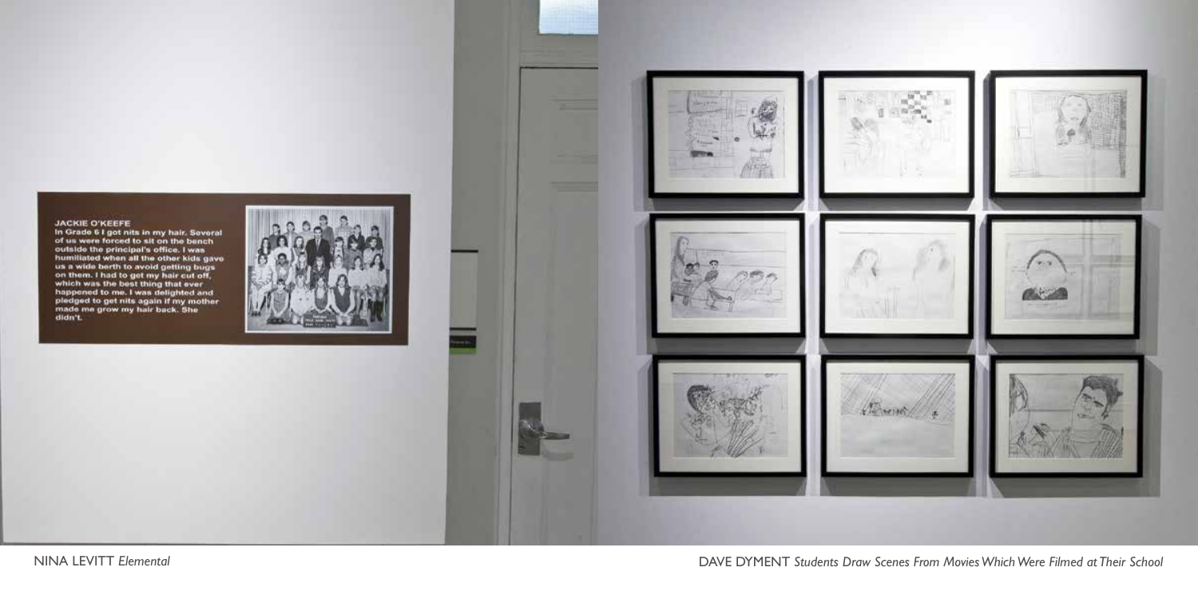NINA LEVITT *Elemental*

DAVE DYMENT *Students Draw Scenes From Movies Which Were Filmed at Their School*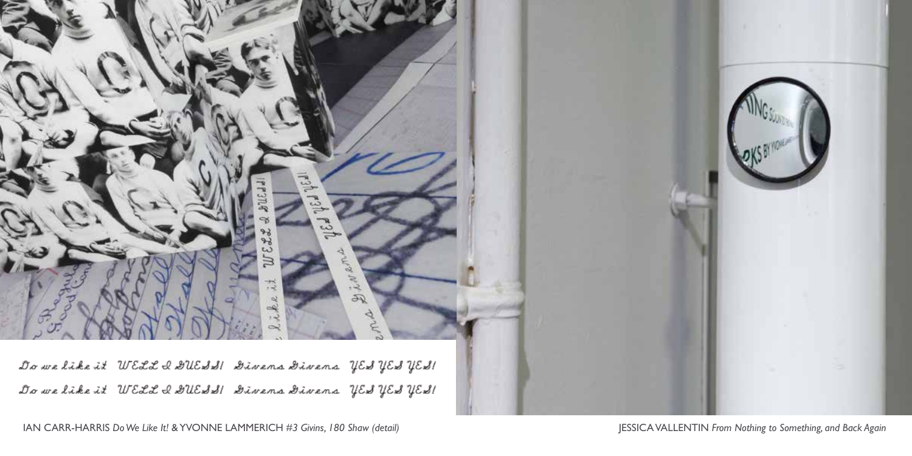Do we like it WELL I GUESS! Givens Givens YES YES YES!

Do we like it WELL I GUESS! Givens Givens YES YES YES!

IAN CARR-HARRIS *Do We Like It!* & YVONNE LAMMERICH *#3 Givins, 180 Shaw (detail)*

JESSICA VALLENTIN *From Nothing to Something, and Back Again*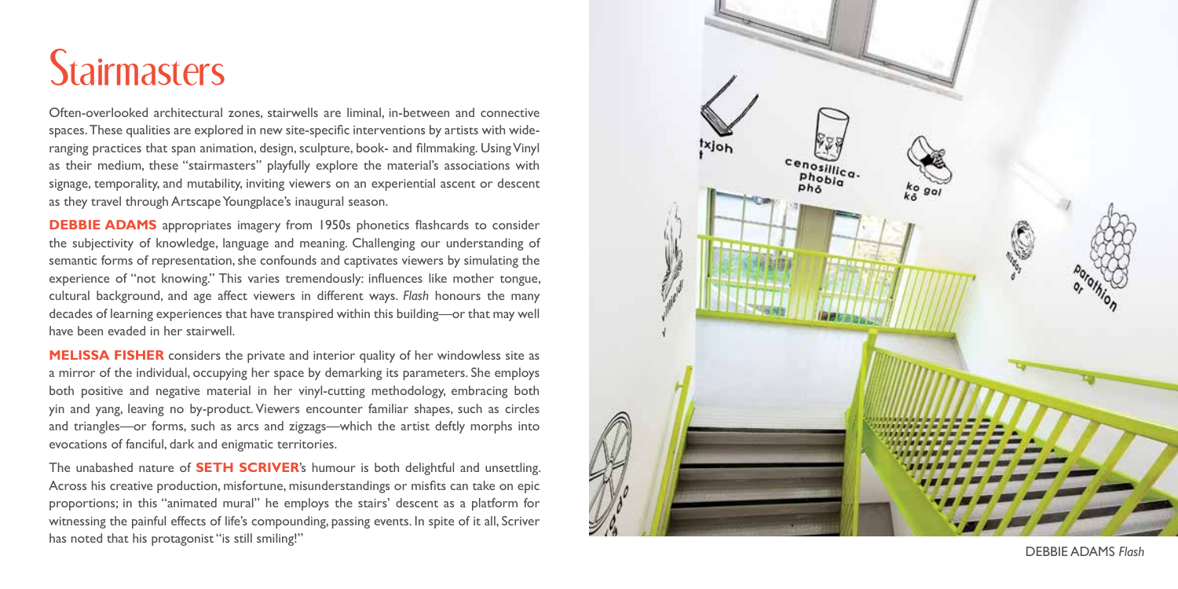# Stairmasters

Often-overlooked architectural zones, stairwells are liminal, in-between and connective spaces. These qualities are explored in new site-specific interventions by artists with wide-ranging practices that span animation, design, sculpture, book- and filmmaking. Using Vinyl as their medium, these "stairmasters" playfully explore the material's associations with signage, temporality, and mutability, inviting viewers on an experiential ascent or descent as they travel through Artscape Youngplace's inaugural season.

**DEBBIE ADAMS** appropriates imagery from 1950s phonetics flashcards to consider the subjectivity of knowledge, language and meaning. Challenging our understanding of semantic forms of representation, she confounds and captivates viewers by simulating the experience of "not knowing." This varies tremendously: influences like mother tongue, cultural background, and age affect viewers in different ways. *Flash* honours the many decades of learning experiences that have transpired within this building—or that may well have been evaded in her stairwell.

**MELISSA FISHER** considers the private and interior quality of her windowless site as a mirror of the individual, occupying her space by demarking its parameters. She employs both positive and negative material in her vinyl-cutting methodology, embracing both yin and yang, leaving no by-product. Viewers encounter familiar shapes, such as circles and triangles—or forms, such as arcs and zigzags—which the artist deftly morphs into evocations of fanciful, dark and enigmatic territories.

The unabashed nature of **SETH SCRIVER**'s humour is both delightful and unsettling. Across his creative production, misfortune, misunderstandings or misfits can take on epic proportions; in this "animated mural" he employs the stairs' descent as a platform for witnessing the painful effects of life's compounding, passing events. In spite of it all, Scriver has noted that his protagonist "is still smiling!"

DEBBIE ADAMS *Flash*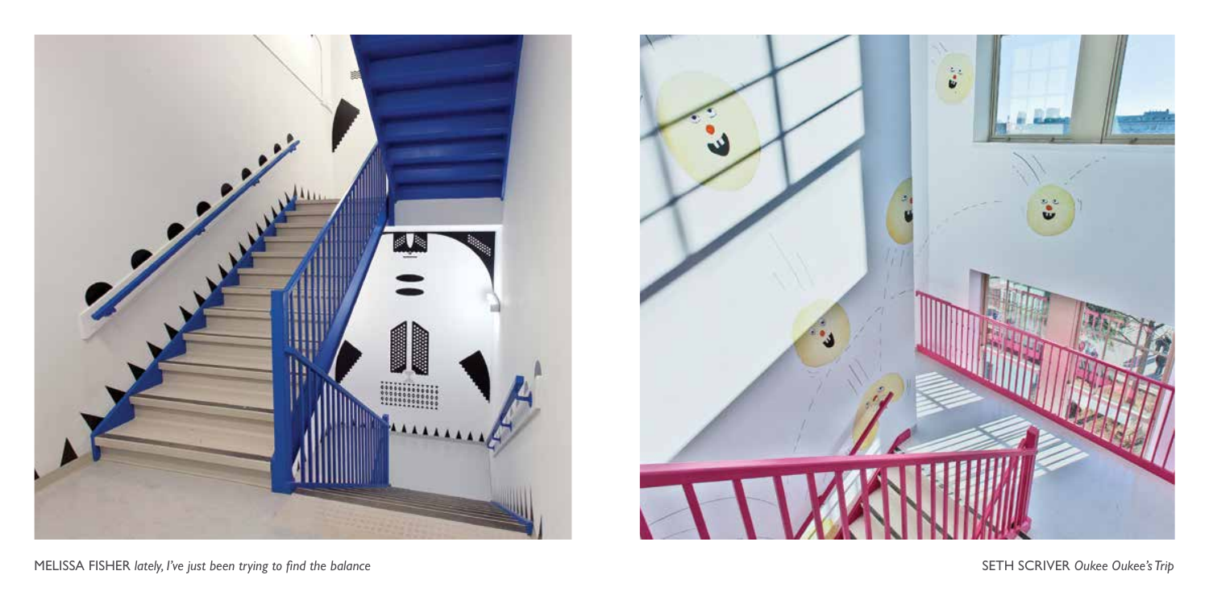MELISSA FISHER *lately, I've just been trying to find the balance*

SETH SCRIVER *Oukee Oukee's Trip*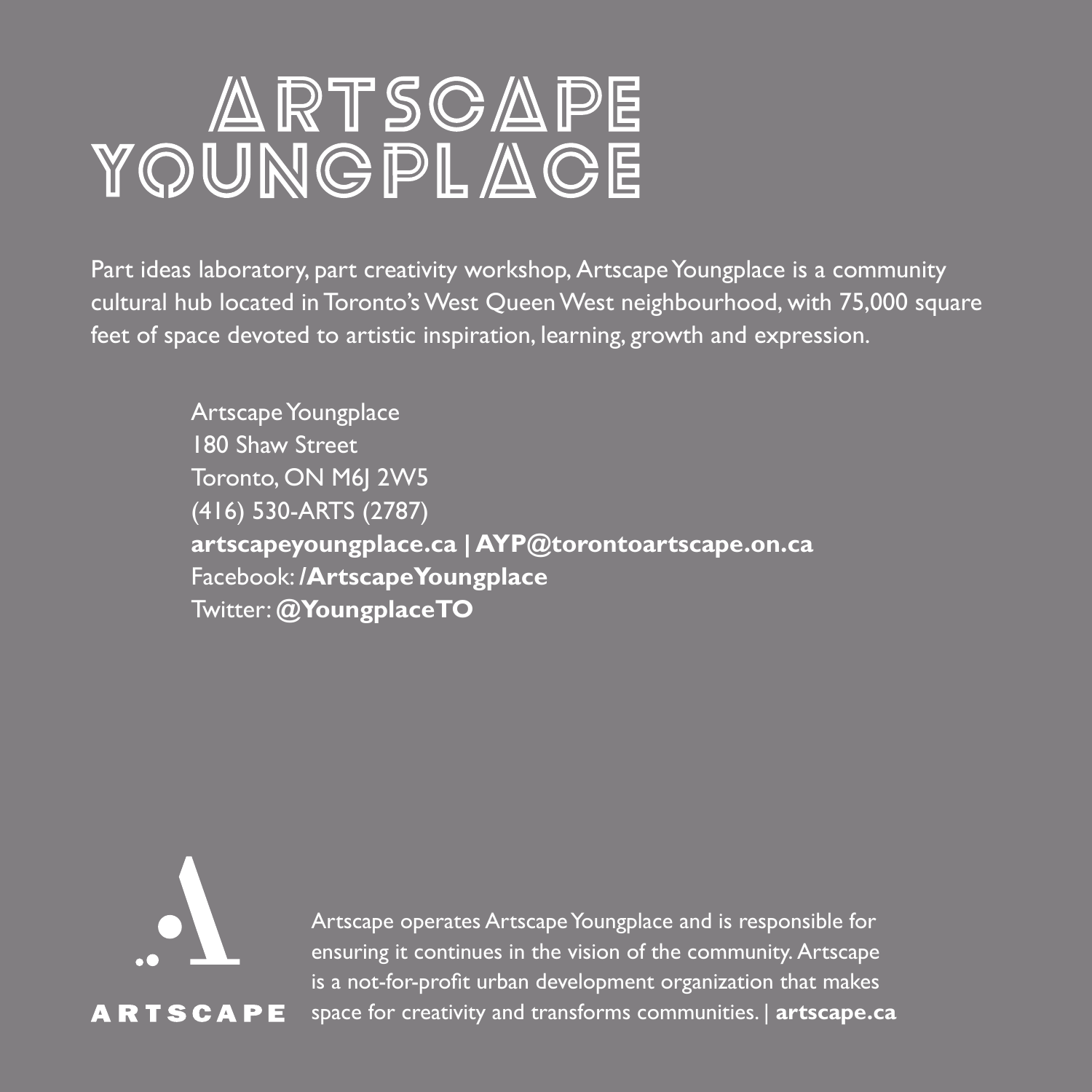# ARTSCAPE YOUNGPLACE

Part ideas laboratory, part creativity workshop, Artscape Youngplace is a community cultural hub located in Toronto's West Queen West neighbourhood, with 75,000 square feet of space devoted to artistic inspiration, learning, growth and expression.

Artscape Youngplace
180 Shaw Street
Toronto, ON M6J 2W5
(416) 530-ARTS (2787)
**artscapeyoungplace.ca | AYP@torontoartscape.on.ca**
Facebook: **/ArtscapeYoungplace**
Twitter: **@YoungplaceTO**

ARTSCAPE

Artscape operates Artscape Youngplace and is responsible for ensuring it continues in the vision of the community. Artscape is a not-for-profit urban development organization that makes space for creativity and transforms communities. | **artscape.ca**